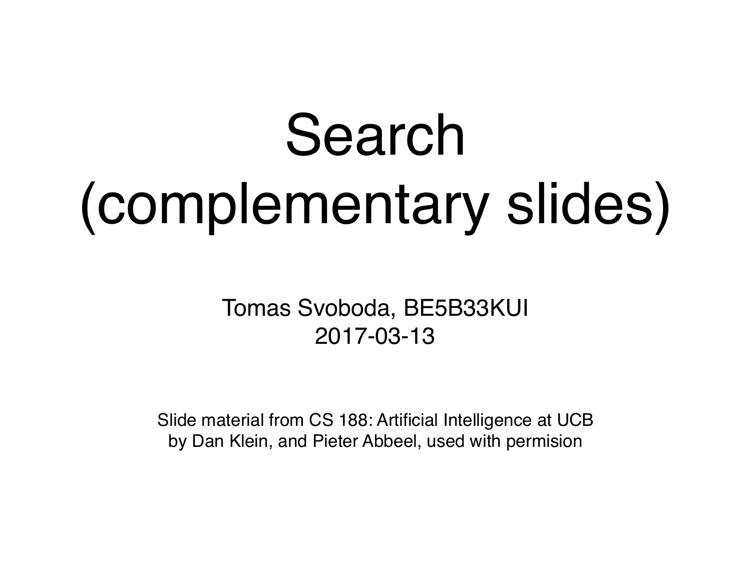# Search (complementary slides)

Tomas Svoboda, BE5B33KUI
2017-03-13

Slide material from CS 188: Artificial Intelligence at UCB
by Dan Klein, and Pieter Abbeel, used with permision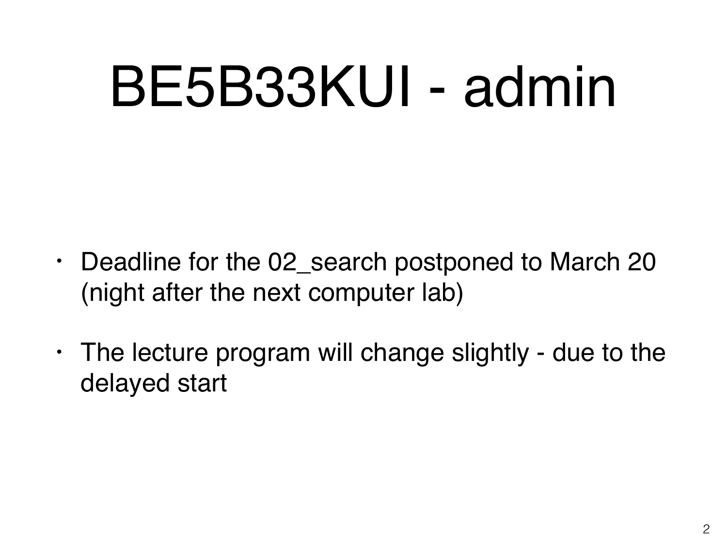# BE5B33KUI - admin

- Deadline for the 02_search postponed to March 20 (night after the next computer lab)
- The lecture program will change slightly - due to the delayed start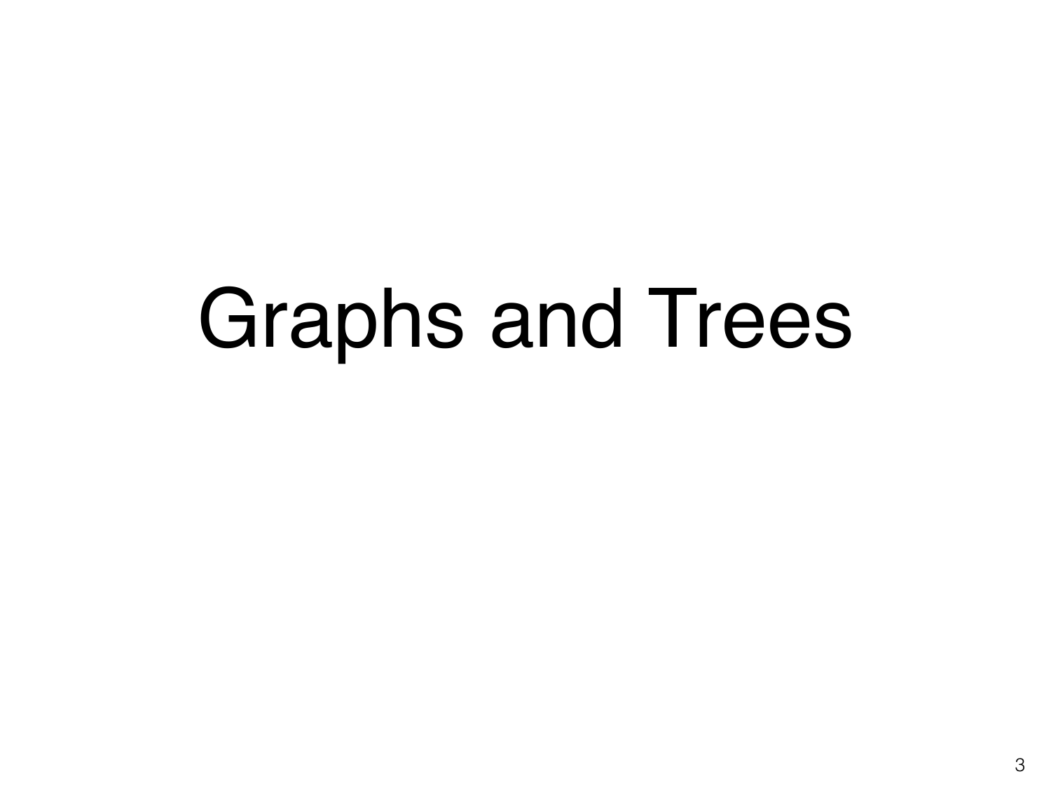# Graphs and Trees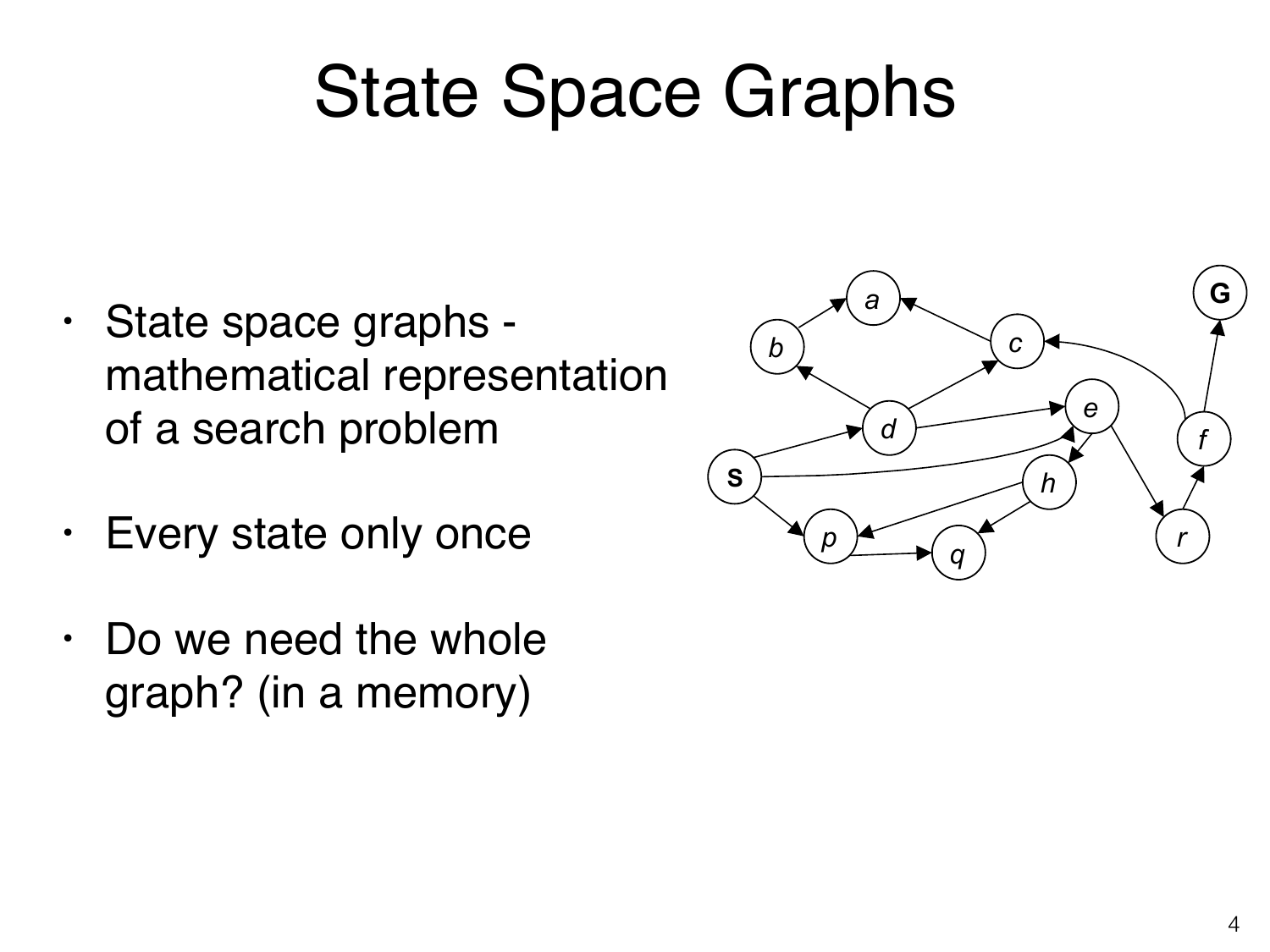# State Space Graphs

- State space graphs - mathematical representation of a search problem
- Every state only once
- Do we need the whole graph? (in a memory)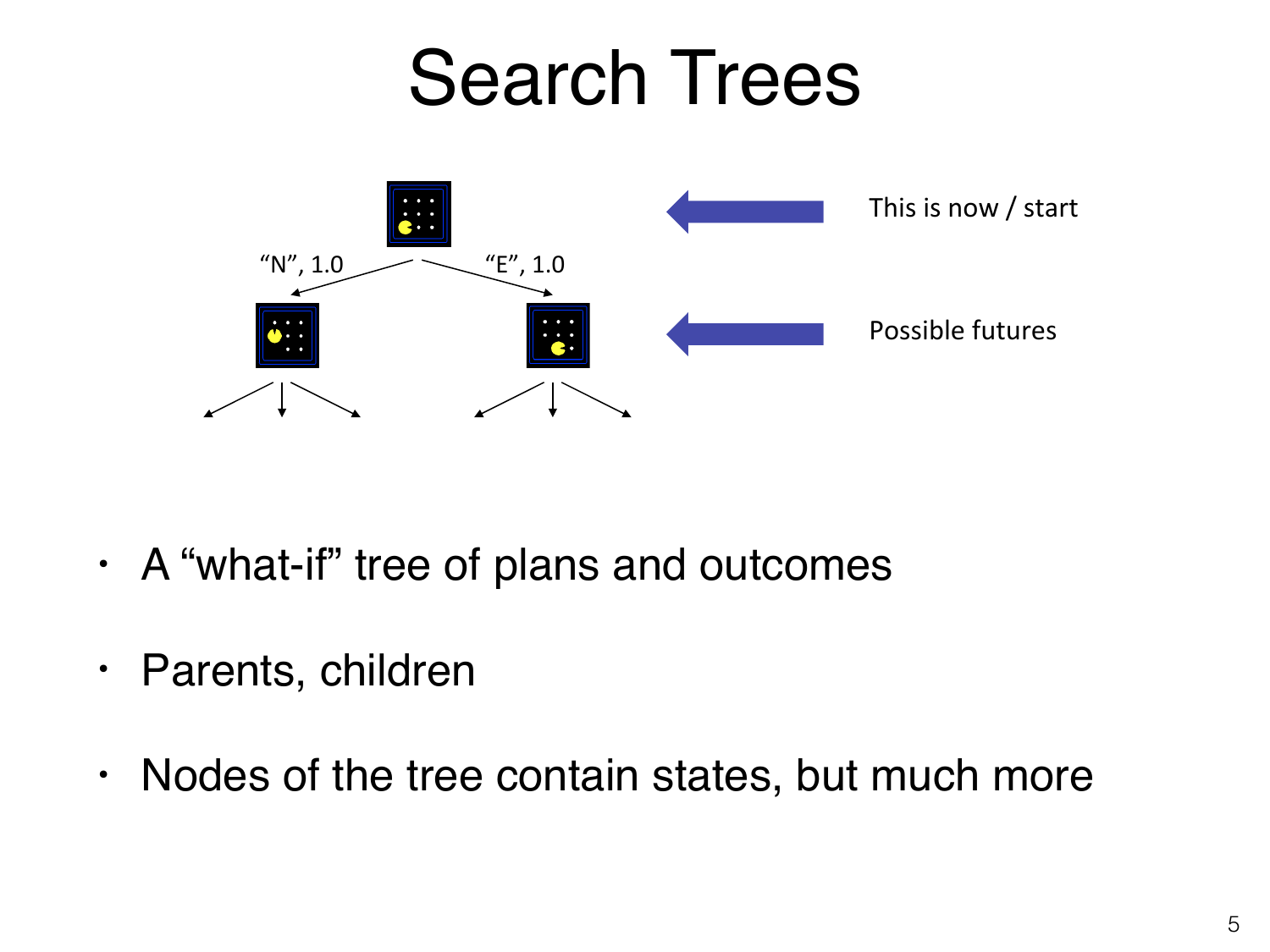# Search Trees

"N", 1.0

"E", 1.0

This is now / start

Possible futures

- A "what-if" tree of plans and outcomes
- Parents, children
- Nodes of the tree contain states, but much more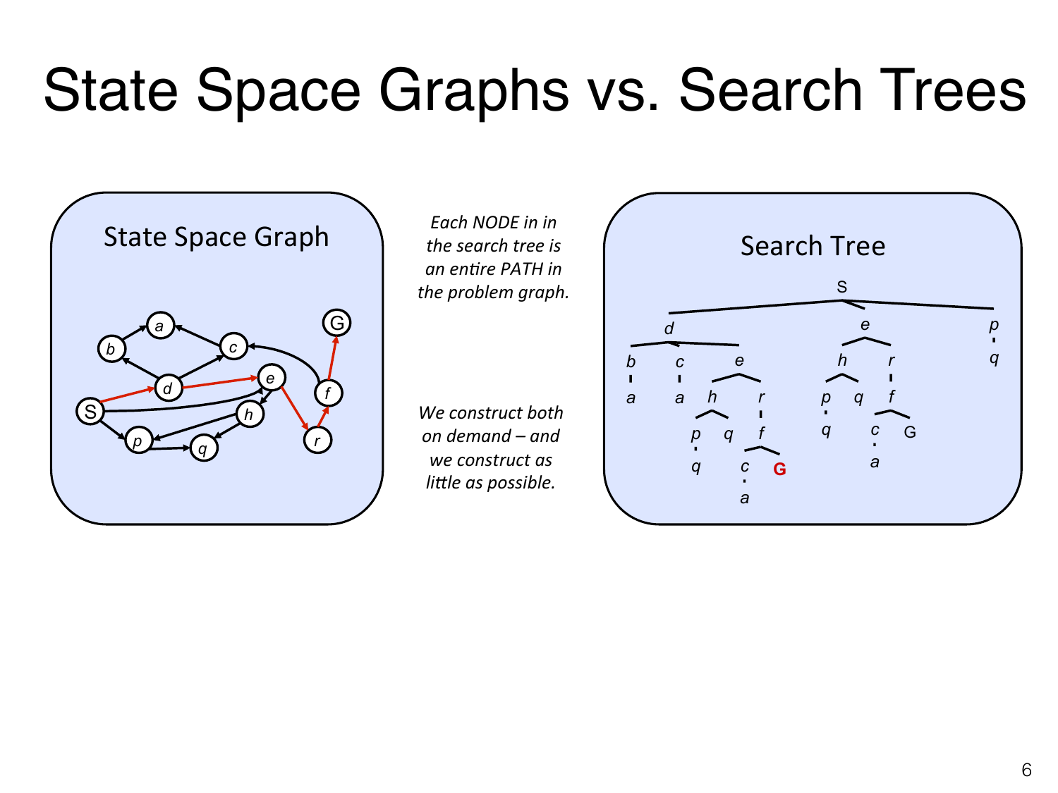# State Space Graphs vs. Search Trees

State Space Graph

*Each NODE in in the search tree is an entire PATH in the problem graph.*

*We construct both on demand – and we construct as little as possible.*

Search Tree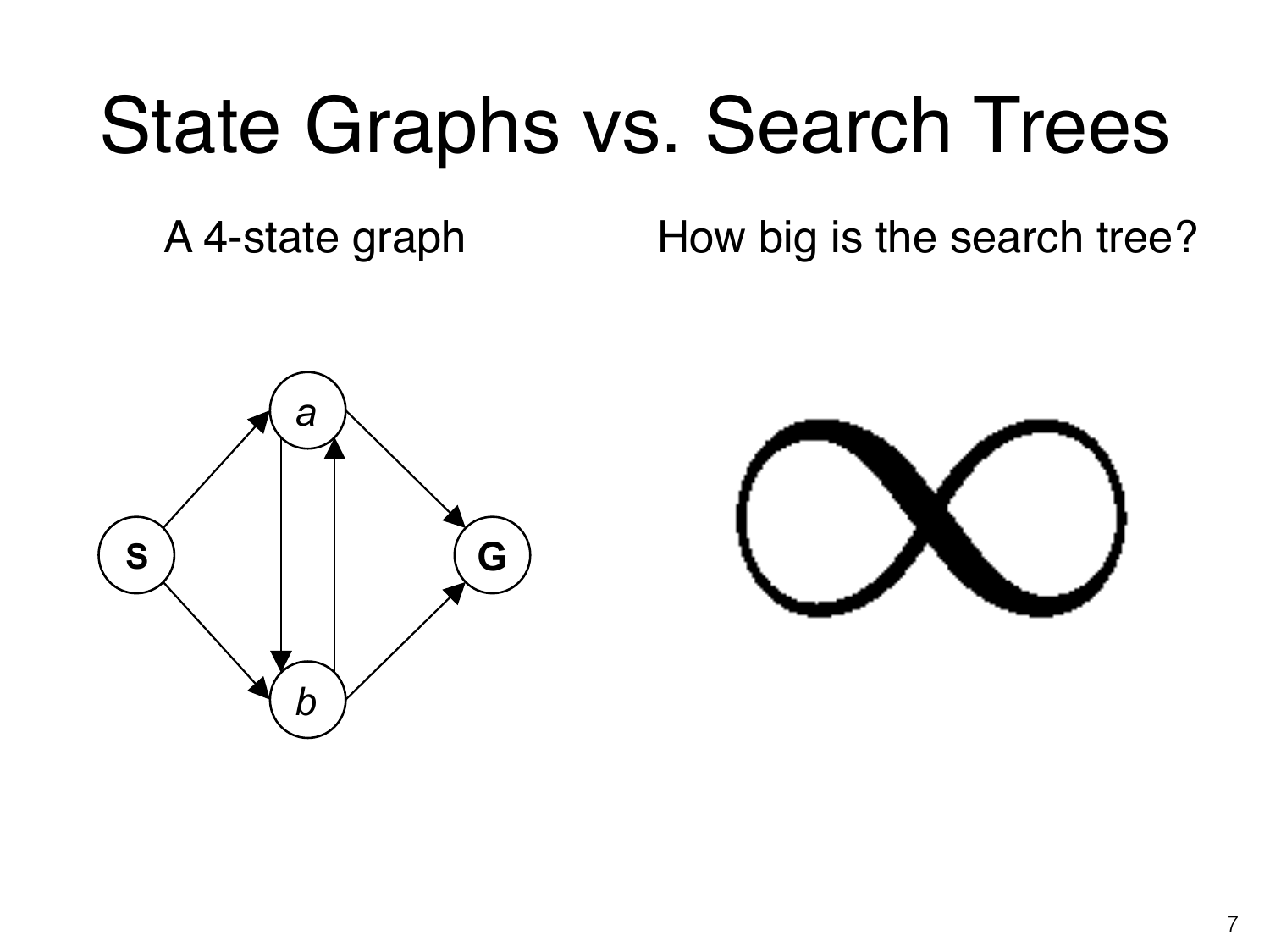# State Graphs vs. Search Trees

A 4-state graph

How big is the search tree?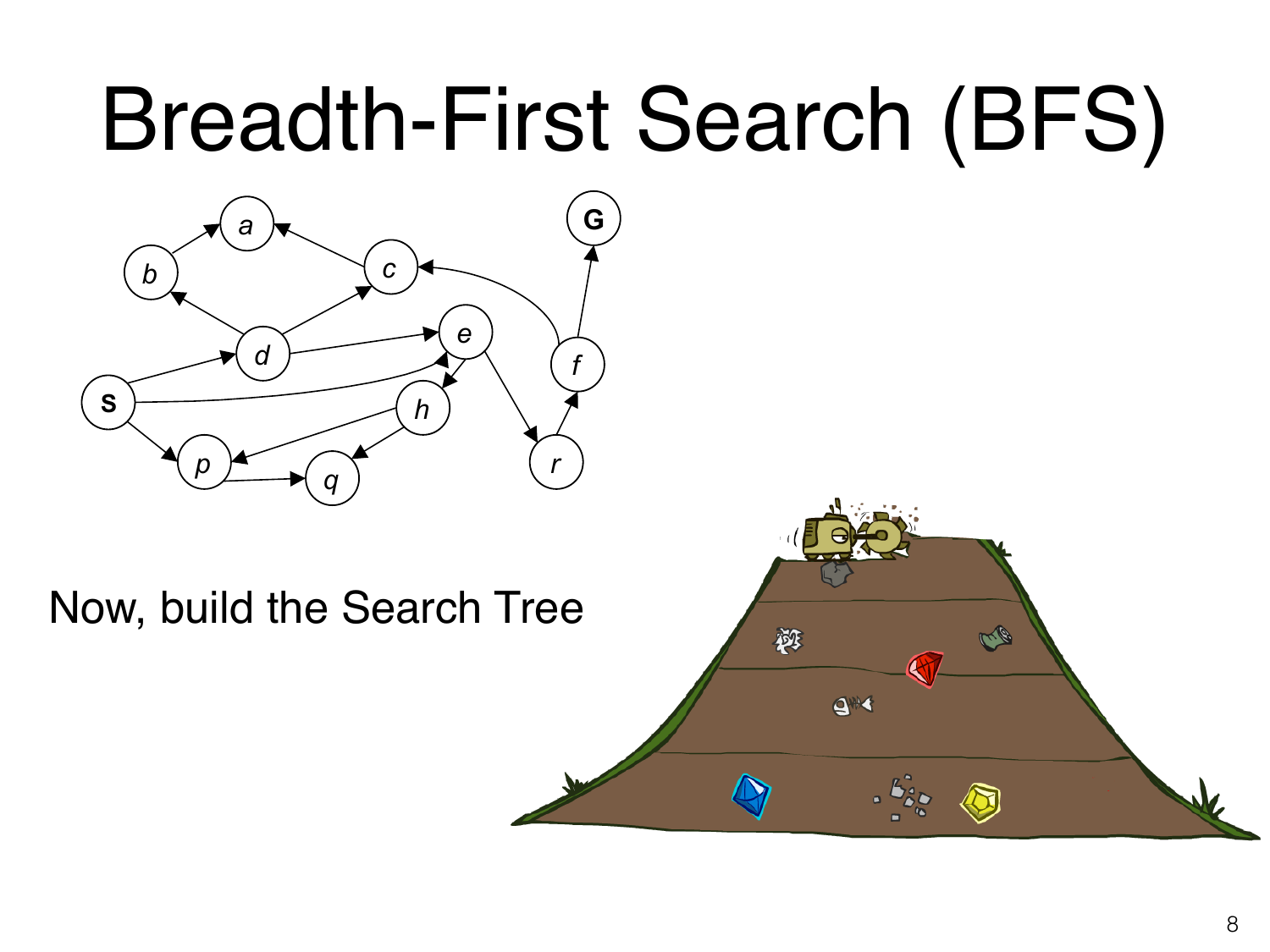# Breadth-First Search (BFS)

Now, build the Search Tree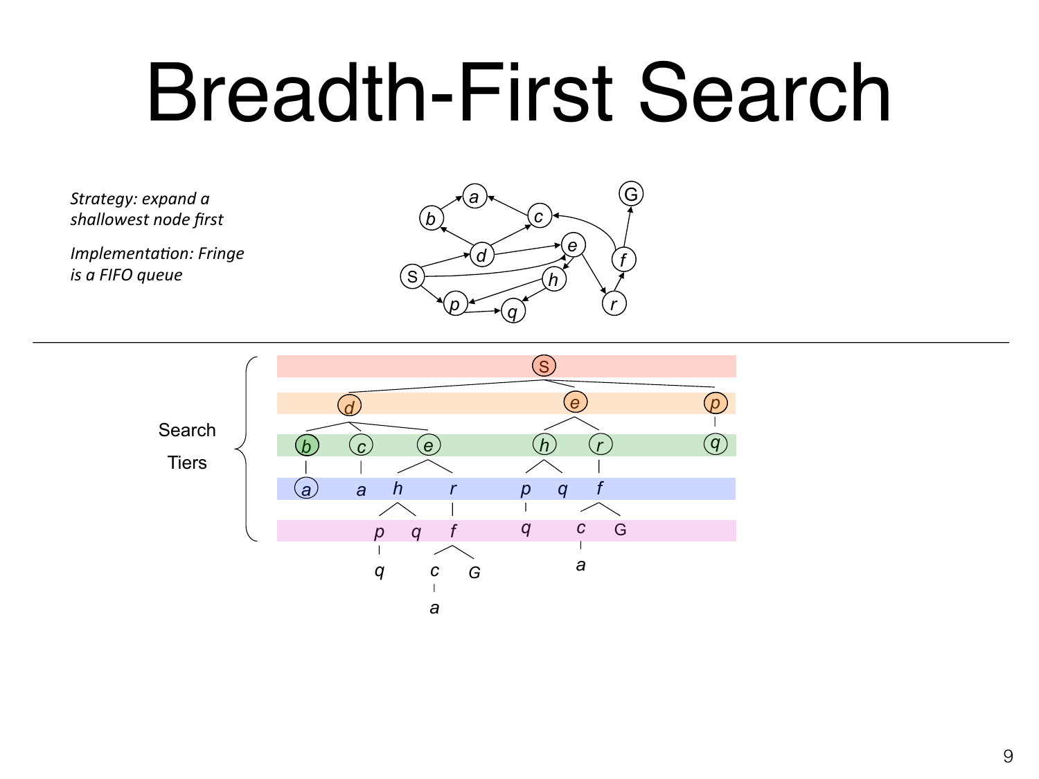# Breadth-First Search

*Strategy: expand a shallowest node first*

*Implementation: Fringe is a FIFO queue*

Search Tiers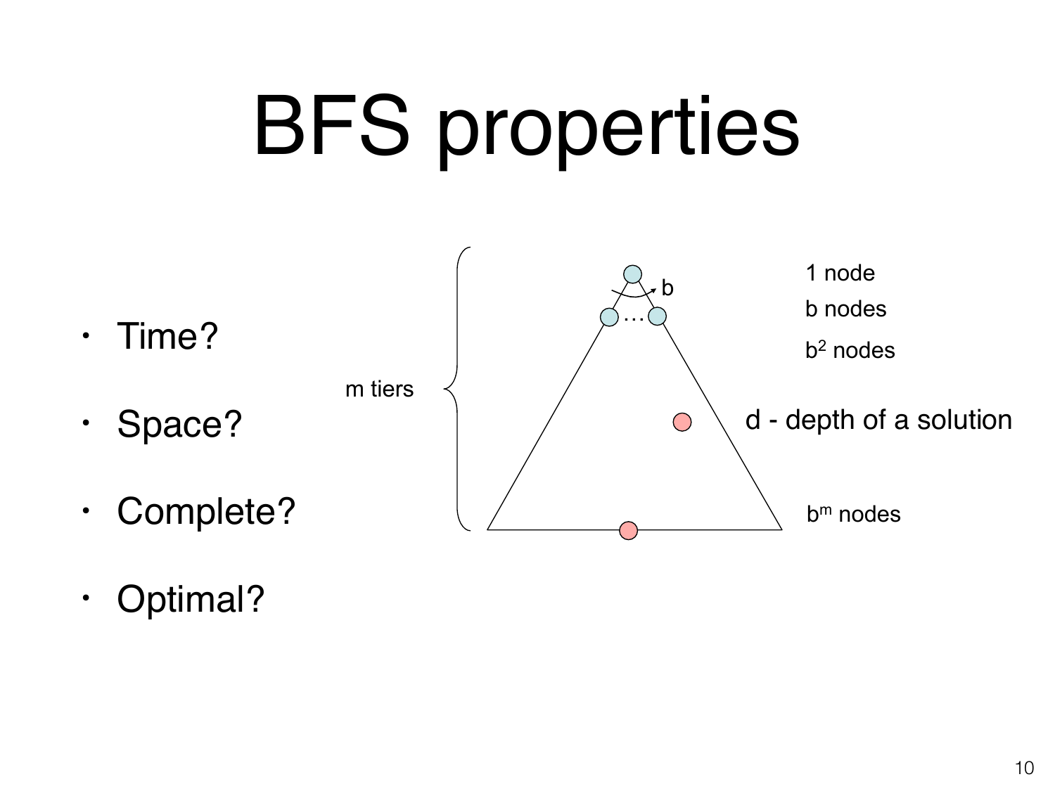# BFS properties

- Time?
- Space?
- Complete?
- Optimal?

m tiers

b

…

1 node

b nodes

$b^2$ nodes

d - depth of a solution

$b^m$ nodes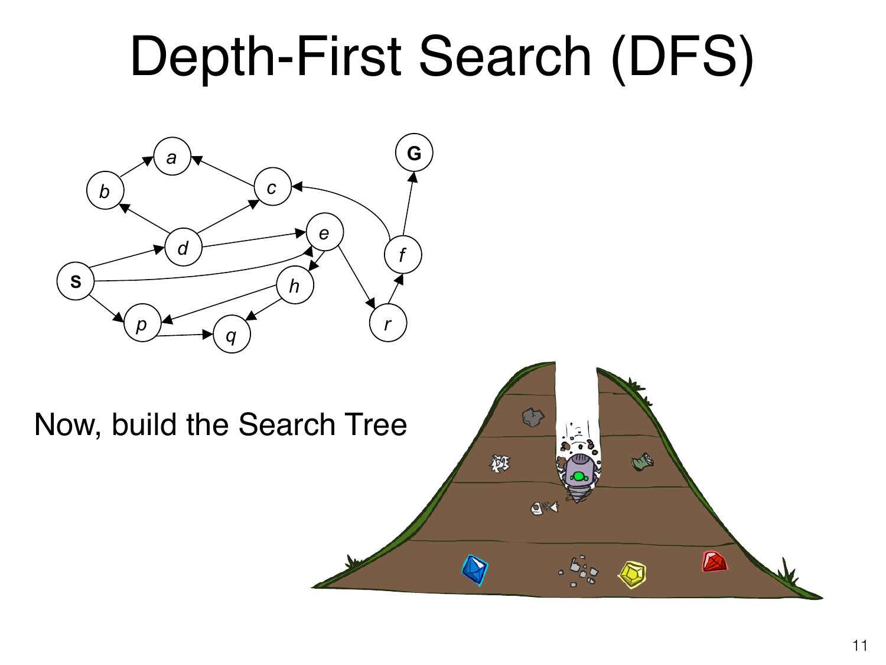# Depth-First Search (DFS)

Now, build the Search Tree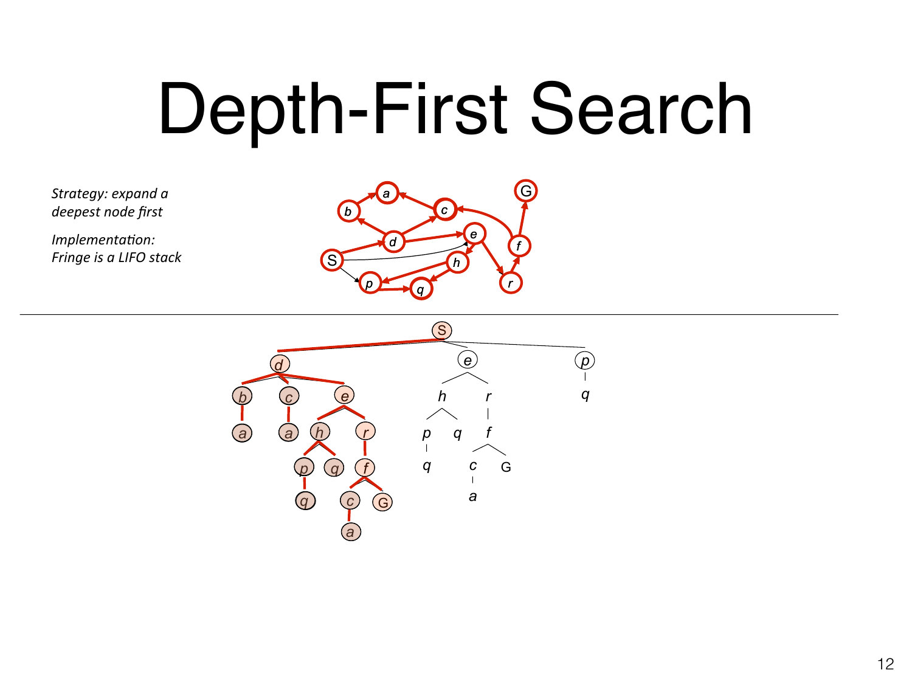# Depth-First Search

*Strategy: expand a deepest node first*

*Implementation: Fringe is a LIFO stack*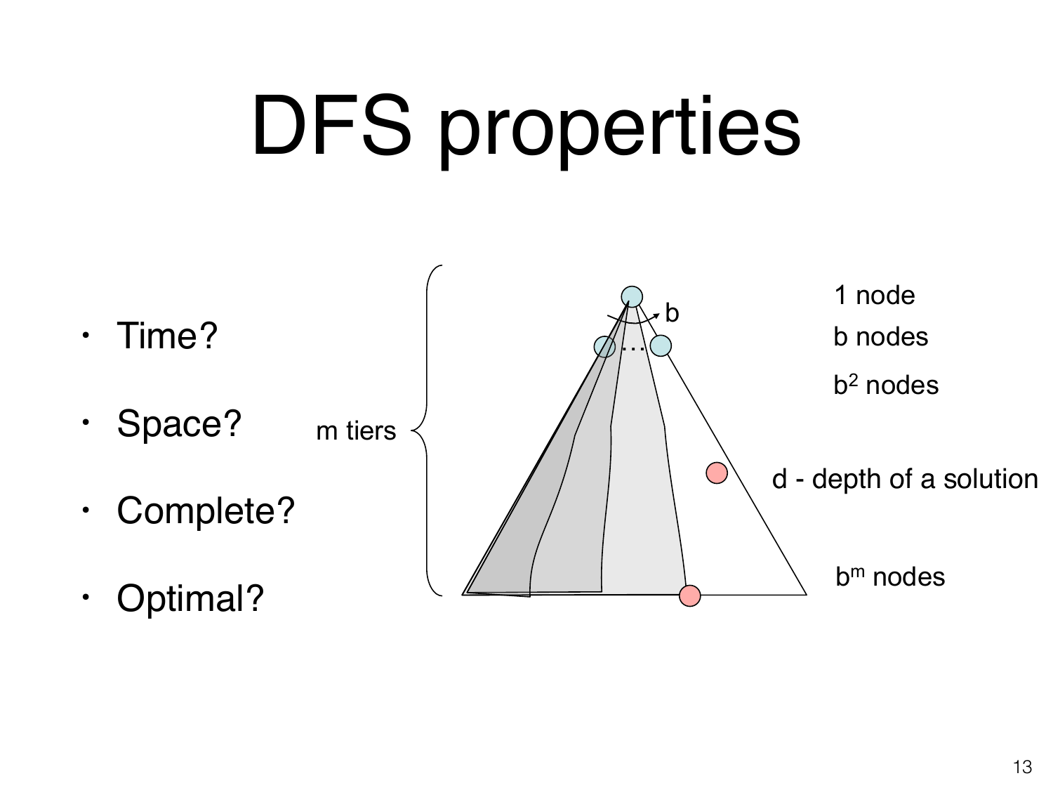# DFS properties

- Time?
- Space?
- Complete?
- Optimal?

m tiers

b

1 node

b nodes

$b^2$ nodes

d - depth of a solution

$b^m$ nodes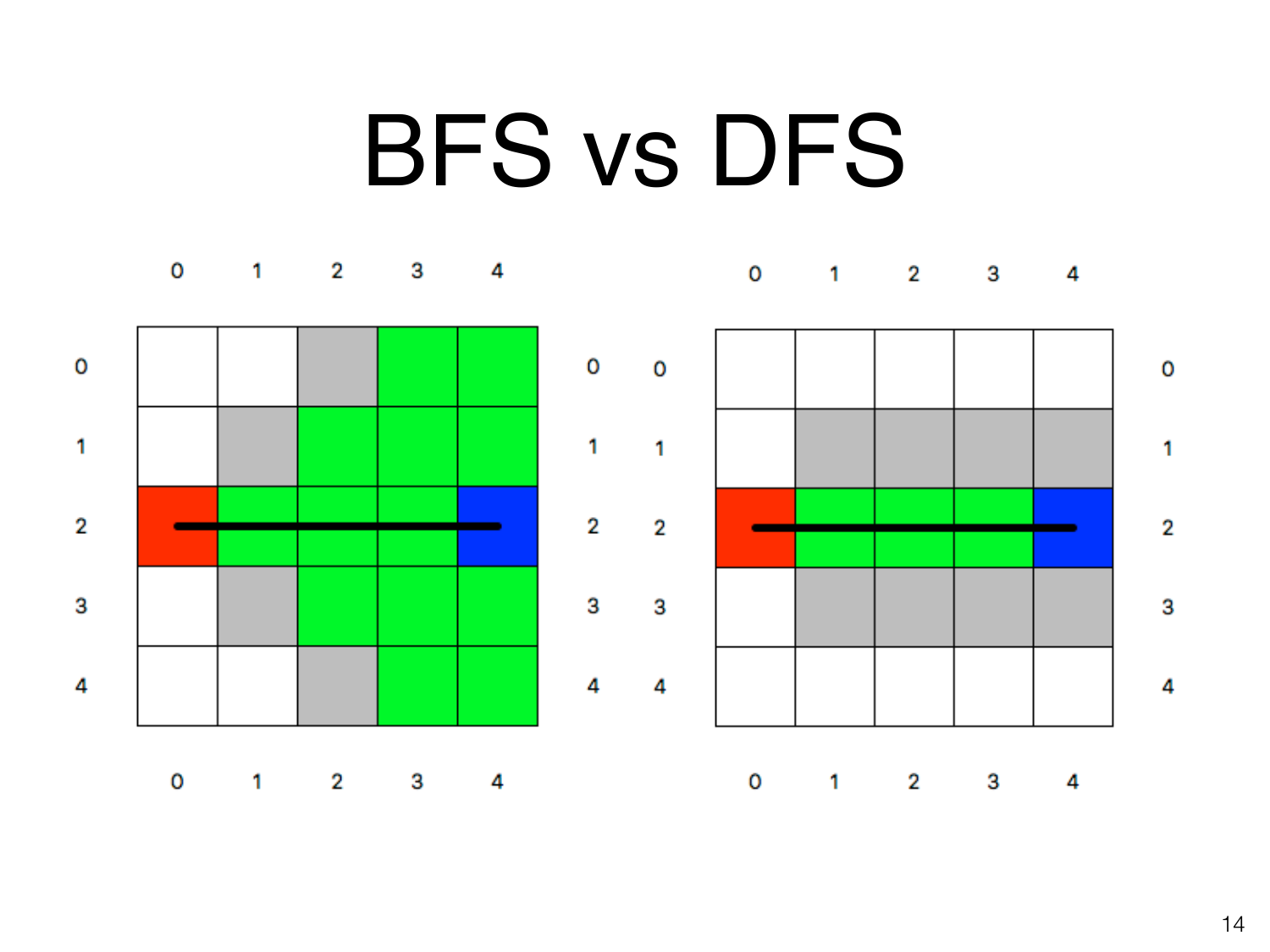# BFS vs DFS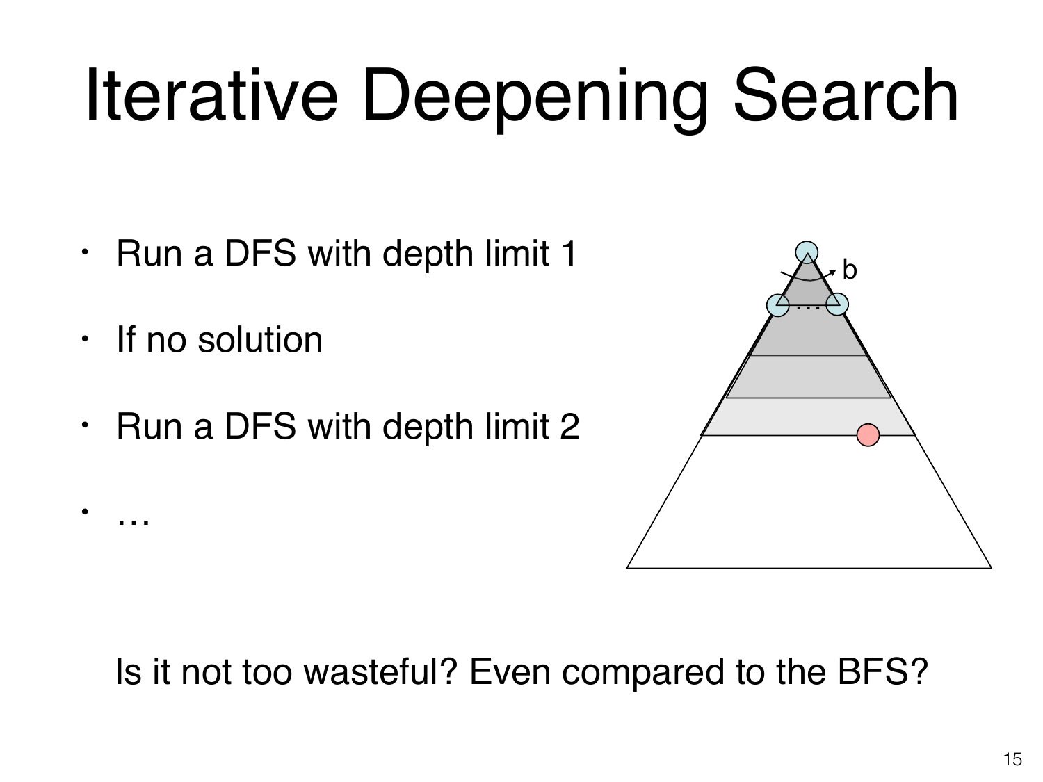# Iterative Deepening Search

- Run a DFS with depth limit 1
- If no solution
- Run a DFS with depth limit 2
- …

Is it not too wasteful? Even compared to the BFS?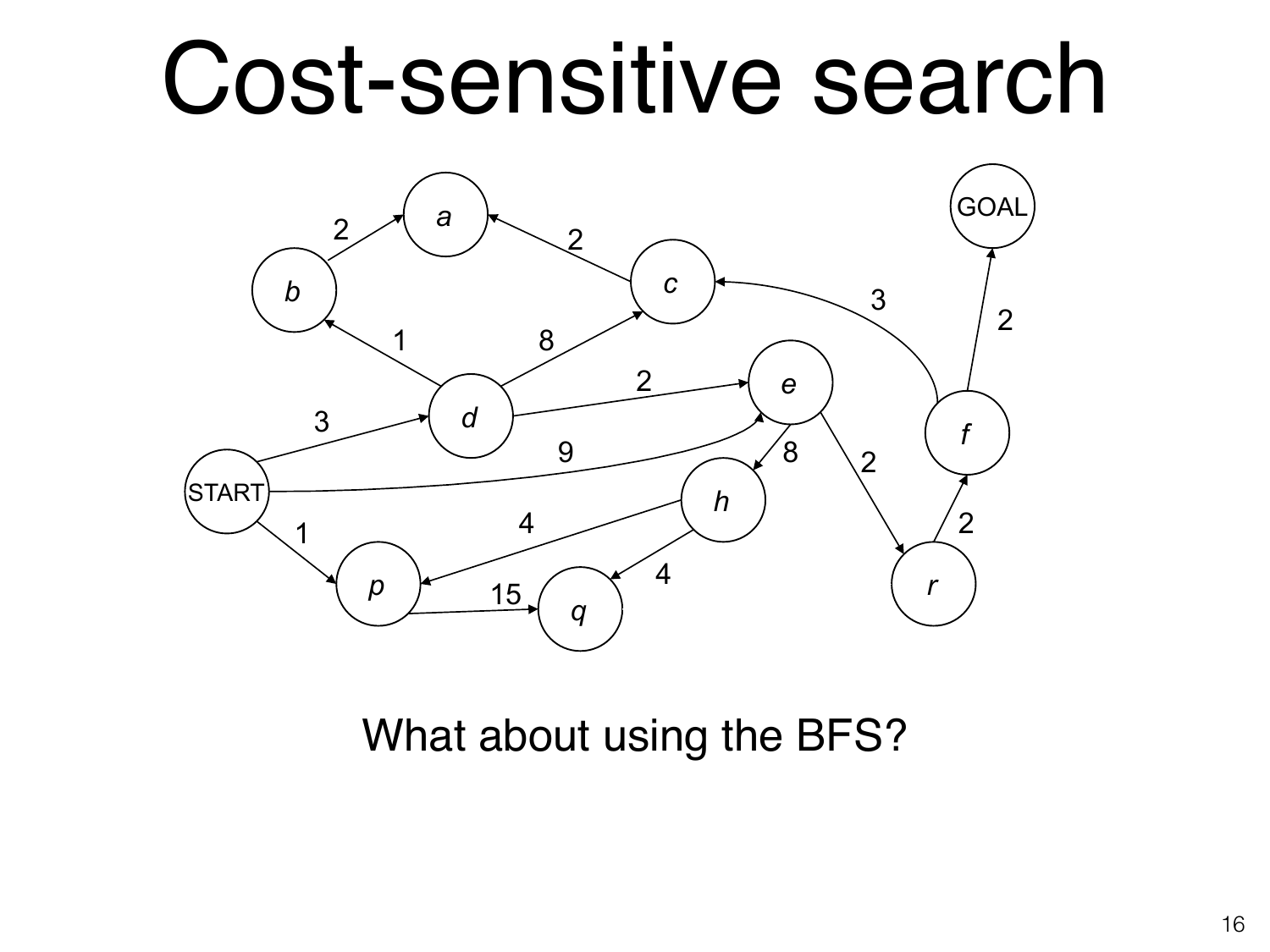# Cost-sensitive search

What about using the BFS?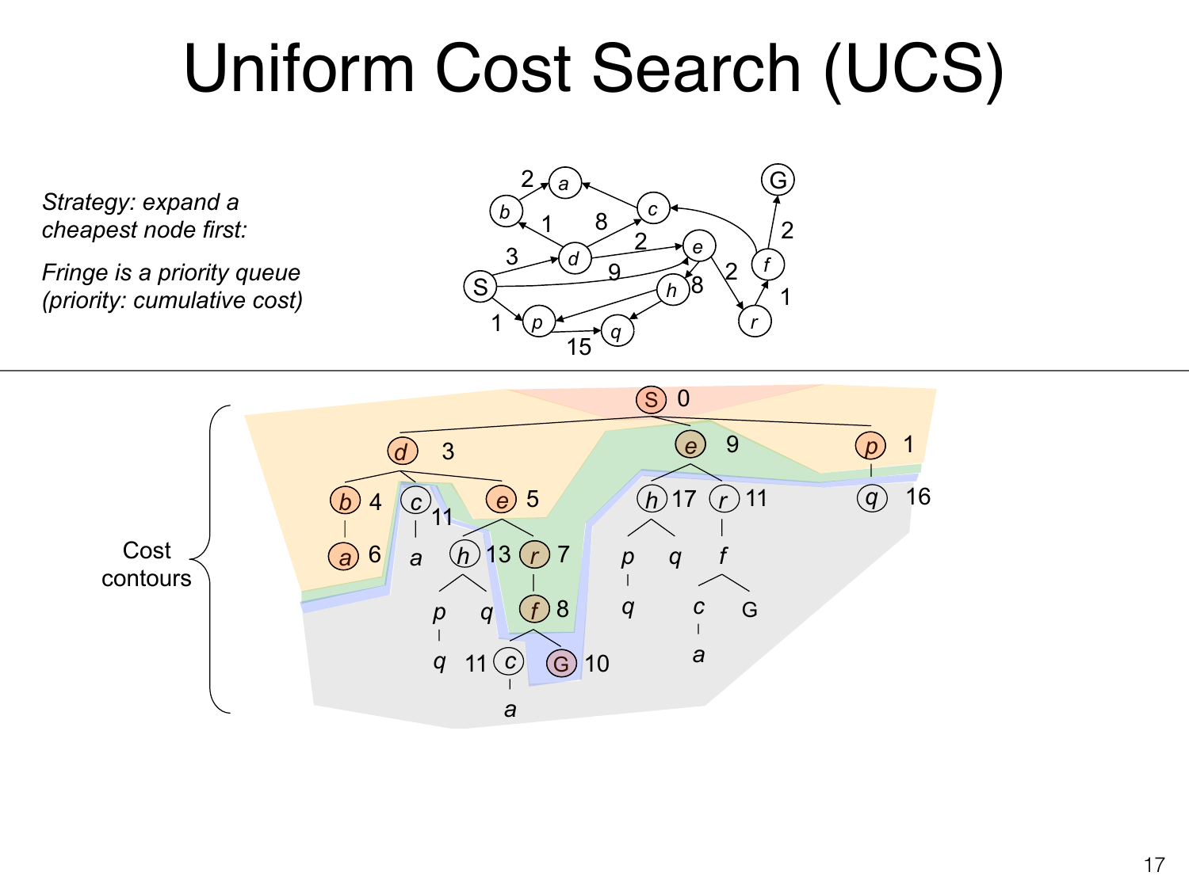# Uniform Cost Search (UCS)

*Strategy: expand a cheapest node first:*

*Fringe is a priority queue (priority: cumulative cost)*

Cost contours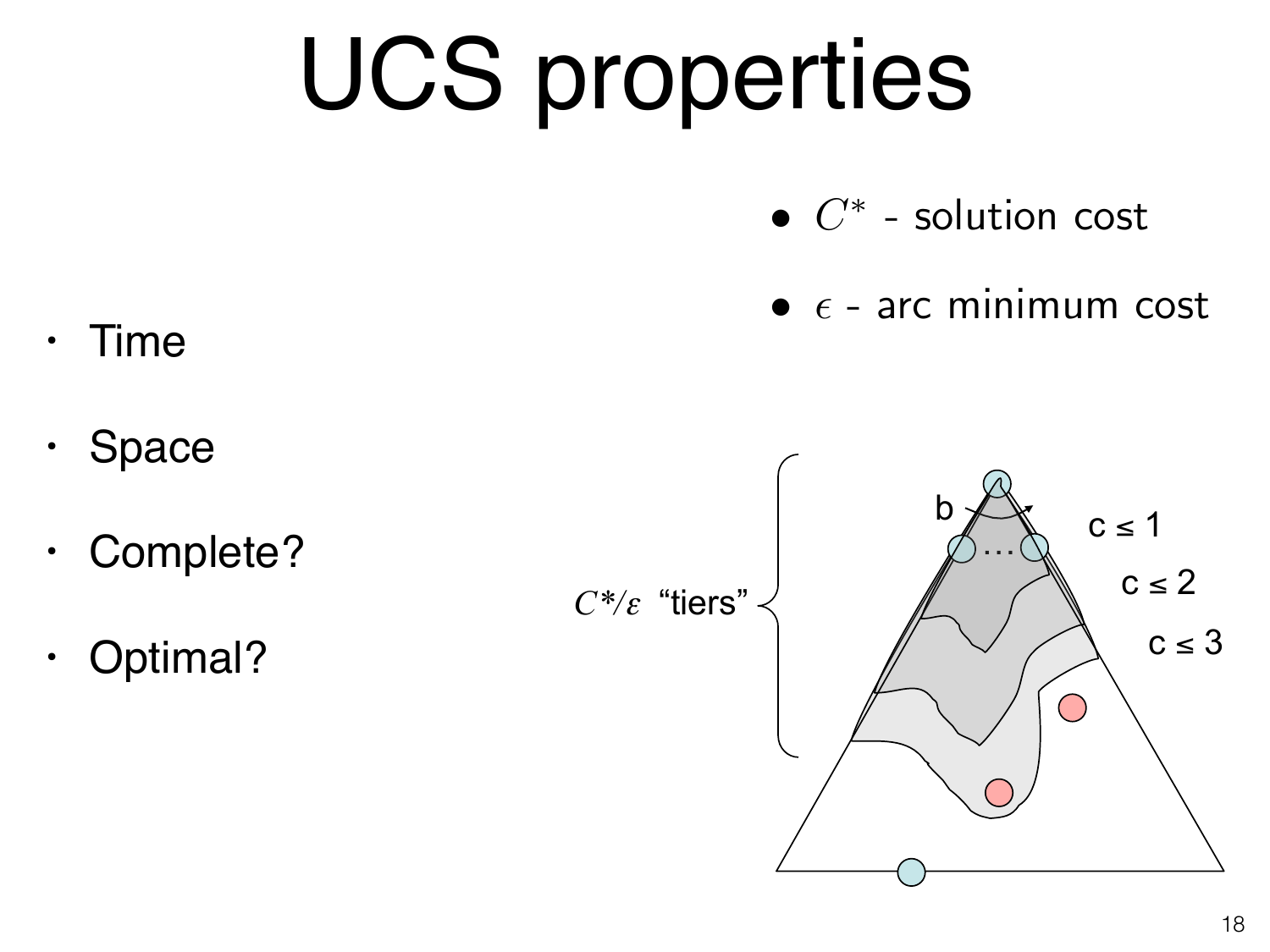# UCS properties

- Time
- Space
- Complete?
- Optimal?

- $C^*$ - solution cost
- $\epsilon$ - arc minimum cost

$C^*/\varepsilon$ "tiers"

b

c ≤ 1

c ≤ 2

c ≤ 3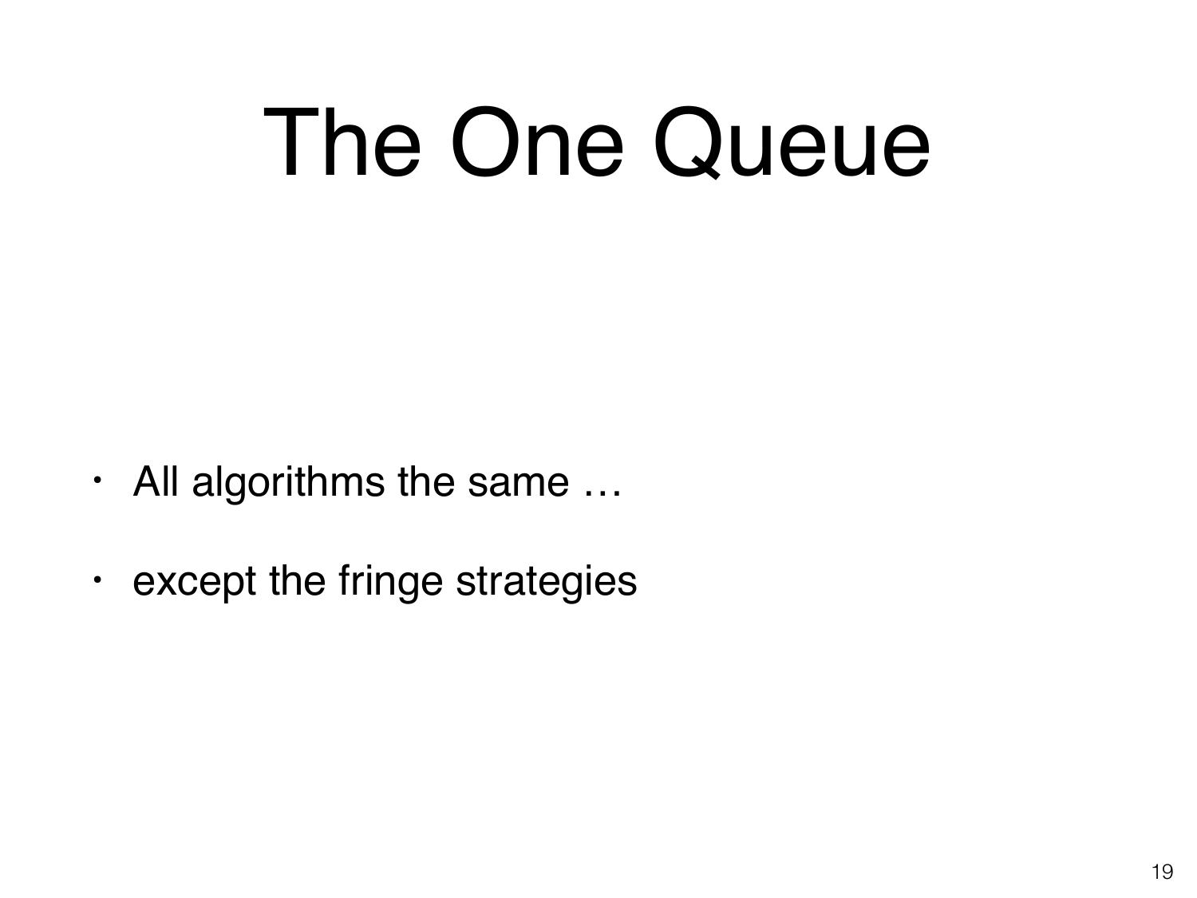# The One Queue

- All algorithms the same …
- except the fringe strategies